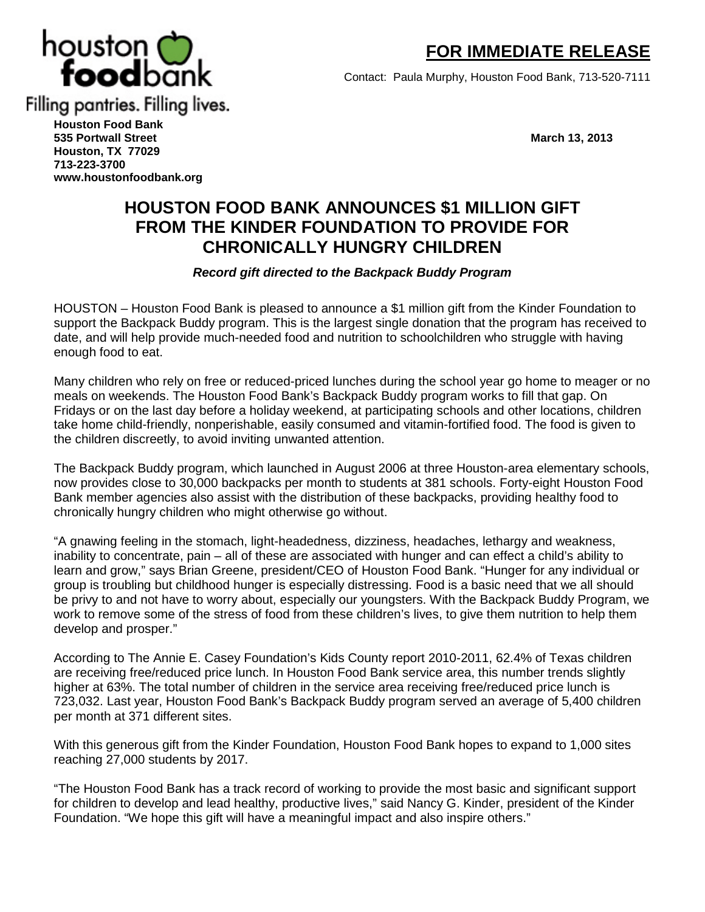houston foodbank

Filling pantries. Filling lives.

**FOR IMMEDIATE RELEASE**

Contact: Paula Murphy, Houston Food Bank, 713-520-7111

**Houston Food Bank**
**535 Portwall Street**
**Houston, TX 77029**
**713-223-3700**
**www.houstonfoodbank.org**

**March 13, 2013**

# HOUSTON FOOD BANK ANNOUNCES $1 MILLION GIFT FROM THE KINDER FOUNDATION TO PROVIDE FOR CHRONICALLY HUNGRY CHILDREN

***Record gift directed to the Backpack Buddy Program***

HOUSTON – Houston Food Bank is pleased to announce a $1 million gift from the Kinder Foundation to support the Backpack Buddy program. This is the largest single donation that the program has received to date, and will help provide much-needed food and nutrition to schoolchildren who struggle with having enough food to eat.

Many children who rely on free or reduced-priced lunches during the school year go home to meager or no meals on weekends. The Houston Food Bank's Backpack Buddy program works to fill that gap. On Fridays or on the last day before a holiday weekend, at participating schools and other locations, children take home child-friendly, nonperishable, easily consumed and vitamin-fortified food. The food is given to the children discreetly, to avoid inviting unwanted attention.

The Backpack Buddy program, which launched in August 2006 at three Houston-area elementary schools, now provides close to 30,000 backpacks per month to students at 381 schools. Forty-eight Houston Food Bank member agencies also assist with the distribution of these backpacks, providing healthy food to chronically hungry children who might otherwise go without.

"A gnawing feeling in the stomach, light-headedness, dizziness, headaches, lethargy and weakness, inability to concentrate, pain – all of these are associated with hunger and can effect a child's ability to learn and grow," says Brian Greene, president/CEO of Houston Food Bank. "Hunger for any individual or group is troubling but childhood hunger is especially distressing. Food is a basic need that we all should be privy to and not have to worry about, especially our youngsters. With the Backpack Buddy Program, we work to remove some of the stress of food from these children's lives, to give them nutrition to help them develop and prosper."

According to The Annie E. Casey Foundation's Kids County report 2010-2011, 62.4% of Texas children are receiving free/reduced price lunch. In Houston Food Bank service area, this number trends slightly higher at 63%. The total number of children in the service area receiving free/reduced price lunch is 723,032. Last year, Houston Food Bank's Backpack Buddy program served an average of 5,400 children per month at 371 different sites.

With this generous gift from the Kinder Foundation, Houston Food Bank hopes to expand to 1,000 sites reaching 27,000 students by 2017.

"The Houston Food Bank has a track record of working to provide the most basic and significant support for children to develop and lead healthy, productive lives," said Nancy G. Kinder, president of the Kinder Foundation. "We hope this gift will have a meaningful impact and also inspire others."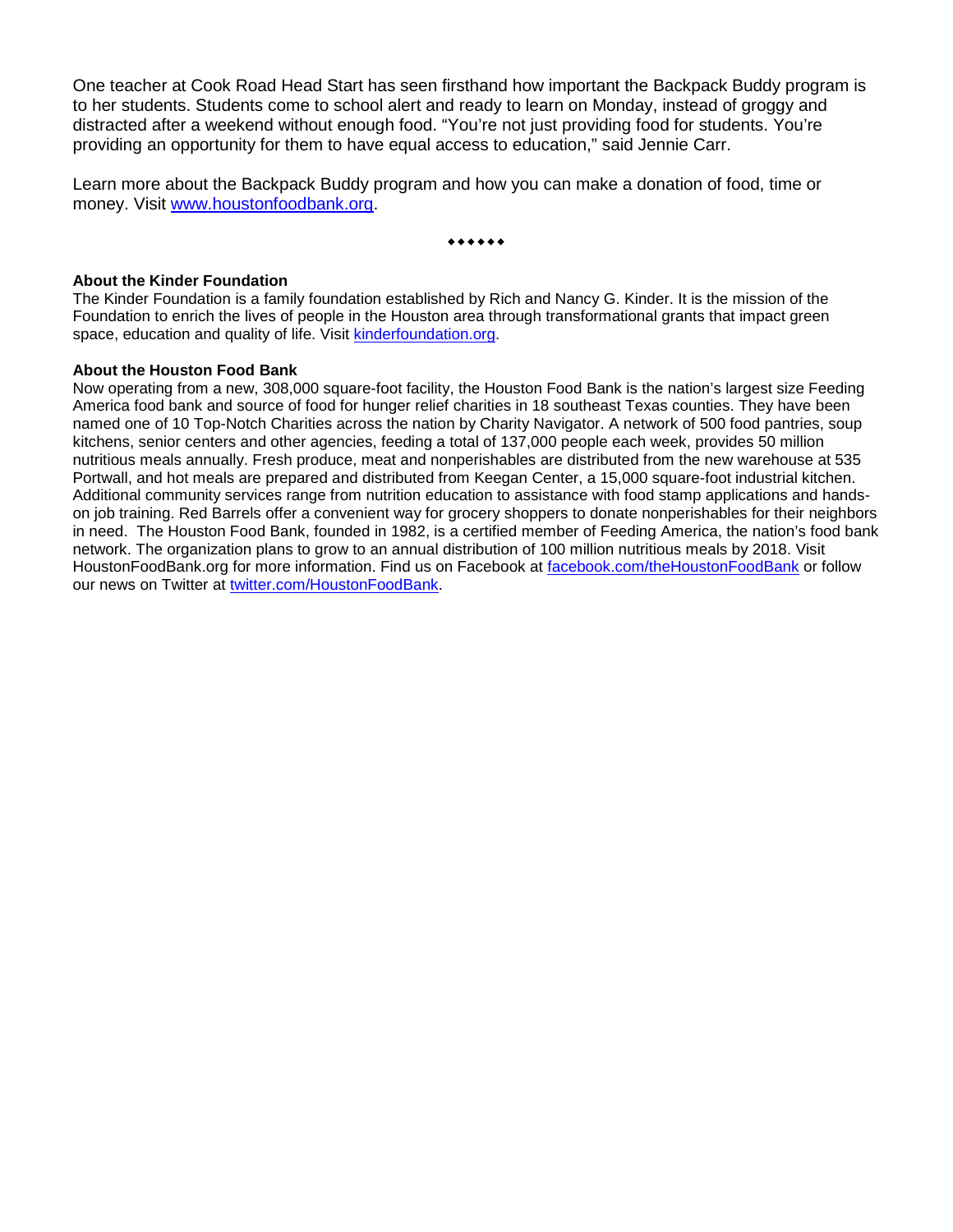One teacher at Cook Road Head Start has seen firsthand how important the Backpack Buddy program is to her students. Students come to school alert and ready to learn on Monday, instead of groggy and distracted after a weekend without enough food. “You’re not just providing food for students. You’re providing an opportunity for them to have equal access to education,” said Jennie Carr.

Learn more about the Backpack Buddy program and how you can make a donation of food, time or money. Visit [www.houstonfoodbank.org](http://www.houstonfoodbank.org).

◆◆◆◆◆◆

**About the Kinder Foundation**
The Kinder Foundation is a family foundation established by Rich and Nancy G. Kinder. It is the mission of the Foundation to enrich the lives of people in the Houston area through transformational grants that impact green space, education and quality of life. Visit [kinderfoundation.org](http://kinderfoundation.org).

**About the Houston Food Bank**
Now operating from a new, 308,000 square-foot facility, the Houston Food Bank is the nation’s largest size Feeding America food bank and source of food for hunger relief charities in 18 southeast Texas counties. They have been named one of 10 Top-Notch Charities across the nation by Charity Navigator. A network of 500 food pantries, soup kitchens, senior centers and other agencies, feeding a total of 137,000 people each week, provides 50 million nutritious meals annually. Fresh produce, meat and nonperishables are distributed from the new warehouse at 535 Portwall, and hot meals are prepared and distributed from Keegan Center, a 15,000 square-foot industrial kitchen. Additional community services range from nutrition education to assistance with food stamp applications and hands-on job training. Red Barrels offer a convenient way for grocery shoppers to donate nonperishables for their neighbors in need. The Houston Food Bank, founded in 1982, is a certified member of Feeding America, the nation’s food bank network. The organization plans to grow to an annual distribution of 100 million nutritious meals by 2018. Visit HoustonFoodBank.org for more information. Find us on Facebook at [facebook.com/theHoustonFoodBank](http://facebook.com/theHoustonFoodBank) or follow our news on Twitter at [twitter.com/HoustonFoodBank](http://twitter.com/HoustonFoodBank).